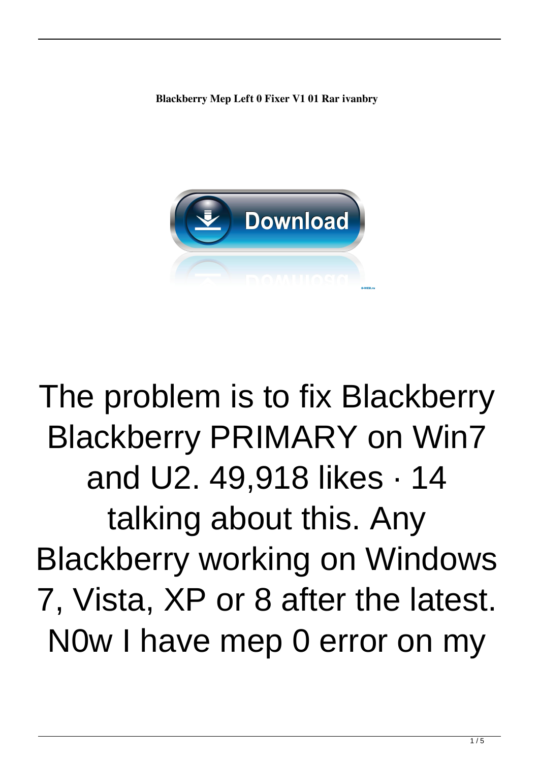**Blackberry Mep Left 0 Fixer V1 01 Rar ivanbry**

The problem is to fix Blackberry Blackberry PRIMARY on Win7 and U2. 49,918 likes · 14 talking about this. Any Blackberry working on Windows 7, Vista, XP or 8 after the latest. N0w I have mep 0 error on my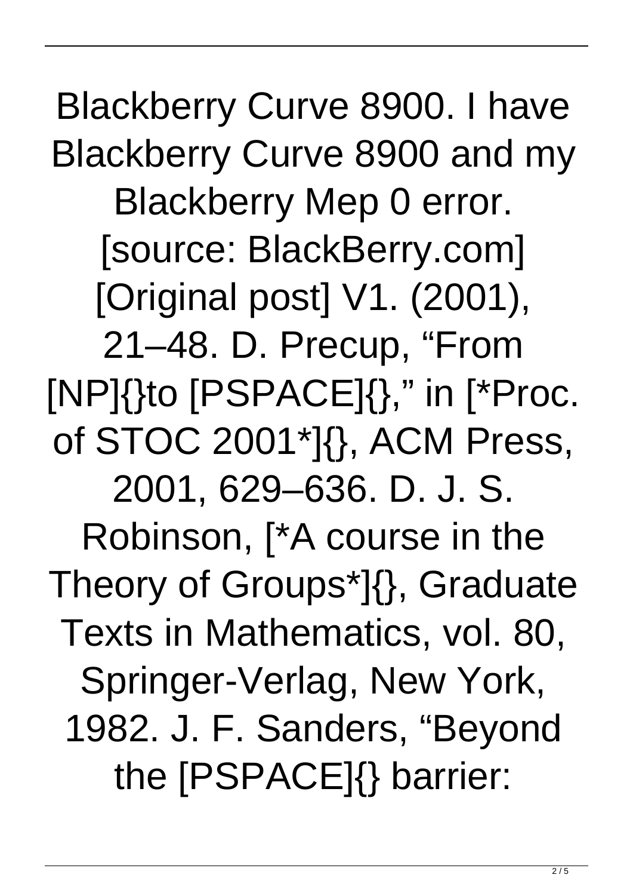Blackberry Curve 8900. I have Blackberry Curve 8900 and my Blackberry Mep 0 error. [source: BlackBerry.com] [Original post] V1. (2001), 21–48. D. Precup, "From [NP]{}to [PSPACE]{}," in [*Proc. of STOC 2001*]{}, ACM Press, 2001, 629–636. D. J. S. Robinson, [*A course in the Theory of Groups*]{}, Graduate Texts in Mathematics, vol. 80, Springer-Verlag, New York, 1982. J. F. Sanders, "Beyond the [PSPACE]{} barrier: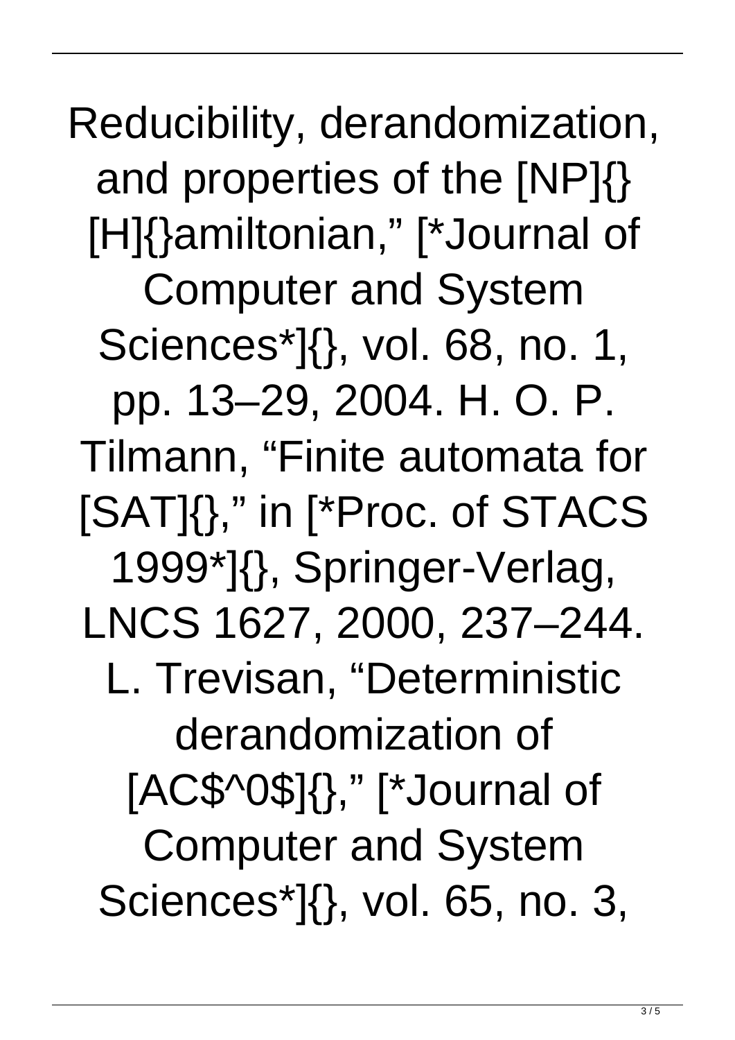Reducibility, derandomization, and properties of the [NP]{} [H]{}amiltonian," [*Journal of Computer and System Sciences*]{}, vol. 68, no. 1, pp. 13–29, 2004. H. O. P. Tilmann, "Finite automata for [SAT]{}," in [*Proc. of STACS 1999*]{}, Springer-Verlag, LNCS 1627, 2000, 237–244. L. Trevisan, "Deterministic derandomization of [AC$^0$]{}," [*Journal of Computer and System Sciences*]{}, vol. 65, no. 3,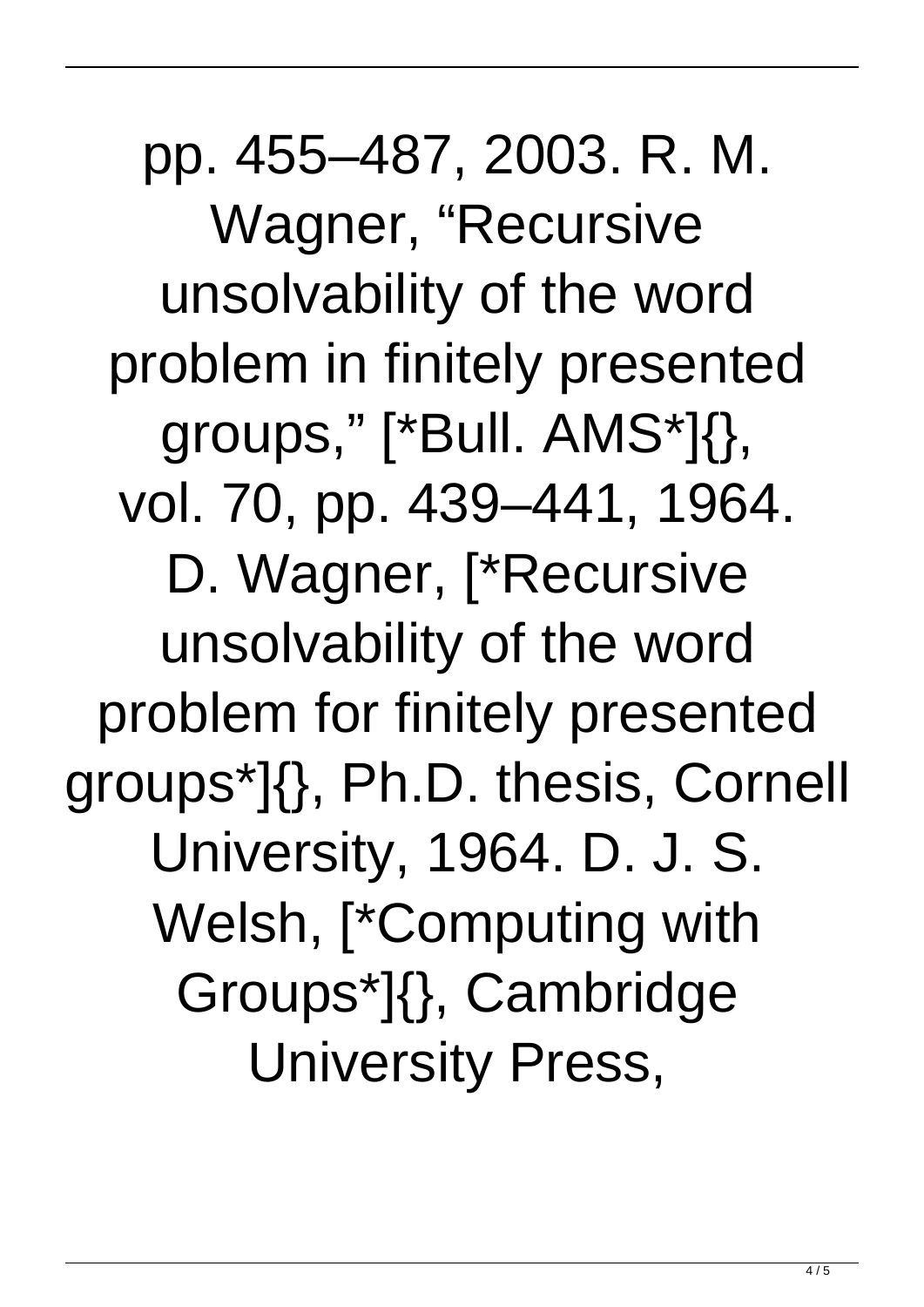pp. 455–487, 2003. R. M. Wagner, “Recursive unsolvability of the word problem in finitely presented groups,” [*Bull. AMS*]{}, vol. 70, pp. 439–441, 1964. D. Wagner, [*Recursive unsolvability of the word problem for finitely presented groups*]{}, Ph.D. thesis, Cornell University, 1964. D. J. S. Welsh, [*Computing with Groups*]{}, Cambridge University Press,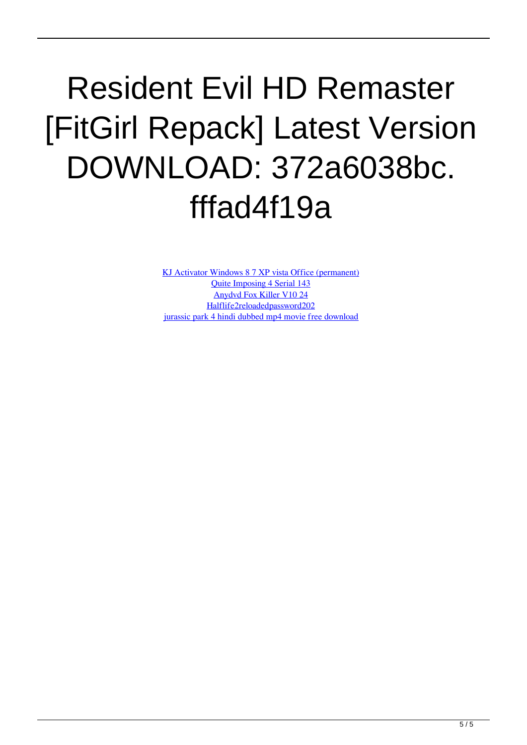# Resident Evil HD Remaster [FitGirl Repack] Latest Version DOWNLOAD: 372a6038bc. fffad4f19a

KJ Activator Windows 8 7 XP vista Office (permanent)
Quite Imposing 4 Serial 143
Anydvd Fox Killer V10 24
Halflife2reloadedpassword202
jurassic park 4 hindi dubbed mp4 movie free download